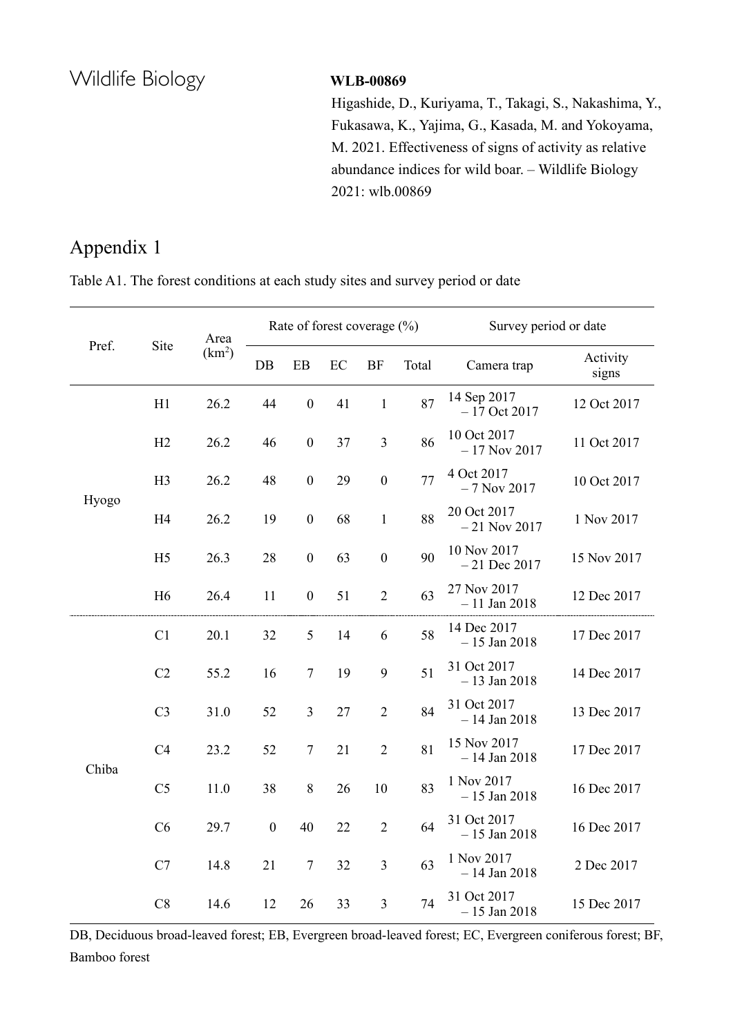Wildlife Biology

**WLB-00869**

Higashide, D., Kuriyama, T., Takagi, S., Nakashima, Y., Fukasawa, K., Yajima, G., Kasada, M. and Yokoyama, M. 2021. Effectiveness of signs of activity as relative abundance indices for wild boar. – Wildlife Biology 2021: wlb.00869

# Appendix 1

Table A1. The forest conditions at each study sites and survey period or date

| Pref. | Site | Area ($km^2$) | Rate of forest coverage (%) | | | | | Survey period or date | |
|---|---|---|---|---|---|---|---|---|---|
| | | | DB | EB | EC | BF | Total | Camera trap | Activity signs |
| Hyogo | H1 | 26.2 | 44 | 0 | 41 | 1 | 87 | 14 Sep 2017 – 17 Oct 2017 | 12 Oct 2017 |
| | H2 | 26.2 | 46 | 0 | 37 | 3 | 86 | 10 Oct 2017 – 17 Nov 2017 | 11 Oct 2017 |
| | H3 | 26.2 | 48 | 0 | 29 | 0 | 77 | 4 Oct 2017 – 7 Nov 2017 | 10 Oct 2017 |
| | H4 | 26.2 | 19 | 0 | 68 | 1 | 88 | 20 Oct 2017 – 21 Nov 2017 | 1 Nov 2017 |
| | H5 | 26.3 | 28 | 0 | 63 | 0 | 90 | 10 Nov 2017 – 21 Dec 2017 | 15 Nov 2017 |
| | H6 | 26.4 | 11 | 0 | 51 | 2 | 63 | 27 Nov 2017 – 11 Jan 2018 | 12 Dec 2017 |
| Chiba | C1 | 20.1 | 32 | 5 | 14 | 6 | 58 | 14 Dec 2017 – 15 Jan 2018 | 17 Dec 2017 |
| | C2 | 55.2 | 16 | 7 | 19 | 9 | 51 | 31 Oct 2017 – 13 Jan 2018 | 14 Dec 2017 |
| | C3 | 31.0 | 52 | 3 | 27 | 2 | 84 | 31 Oct 2017 – 14 Jan 2018 | 13 Dec 2017 |
| | C4 | 23.2 | 52 | 7 | 21 | 2 | 81 | 15 Nov 2017 – 14 Jan 2018 | 17 Dec 2017 |
| | C5 | 11.0 | 38 | 8 | 26 | 10 | 83 | 1 Nov 2017 – 15 Jan 2018 | 16 Dec 2017 |
| | C6 | 29.7 | 0 | 40 | 22 | 2 | 64 | 31 Oct 2017 – 15 Jan 2018 | 16 Dec 2017 |
| | C7 | 14.8 | 21 | 7 | 32 | 3 | 63 | 1 Nov 2017 – 14 Jan 2018 | 2 Dec 2017 |
| | C8 | 14.6 | 12 | 26 | 33 | 3 | 74 | 31 Oct 2017 – 15 Jan 2018 | 15 Dec 2017 |

DB, Deciduous broad-leaved forest; EB, Evergreen broad-leaved forest; EC, Evergreen coniferous forest; BF, Bamboo forest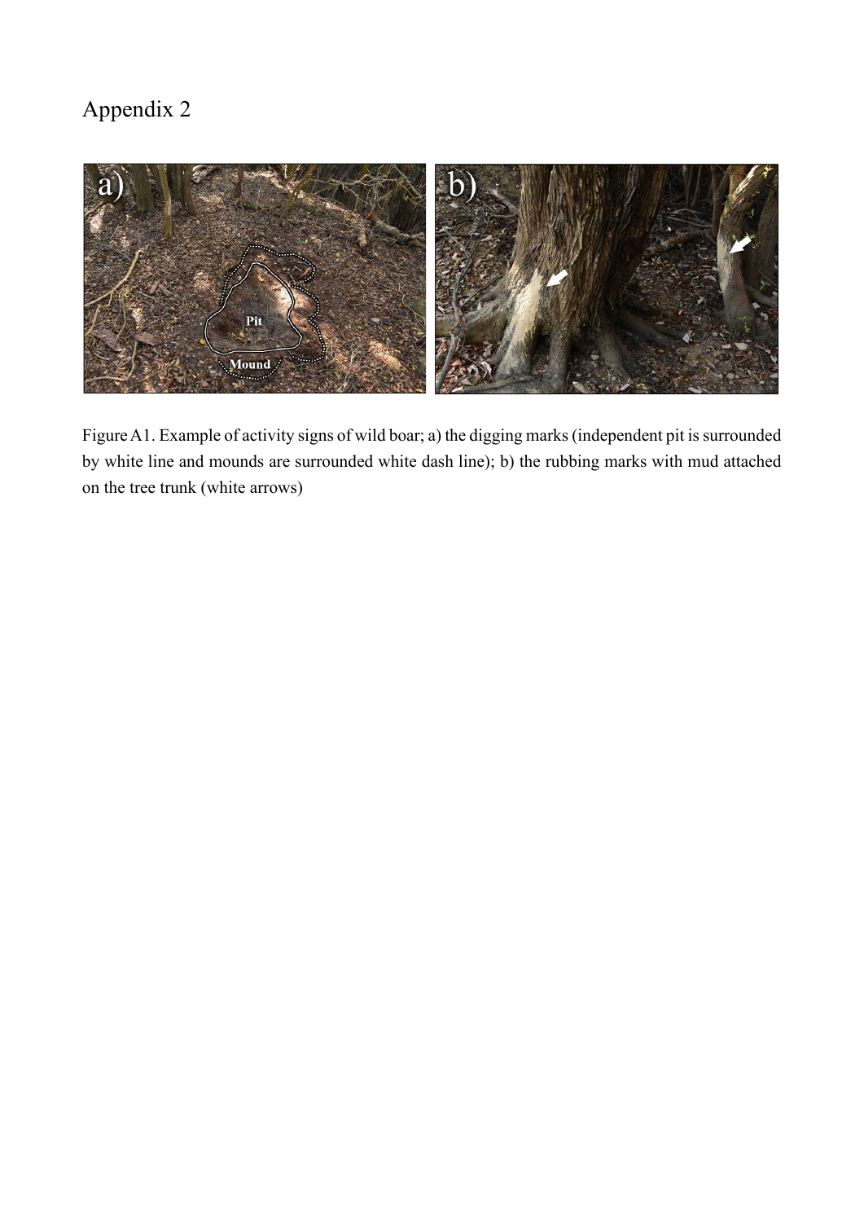# Appendix 2

Figure A1. Example of activity signs of wild boar; a) the digging marks (independent pit is surrounded by white line and mounds are surrounded white dash line); b) the rubbing marks with mud attached on the tree trunk (white arrows)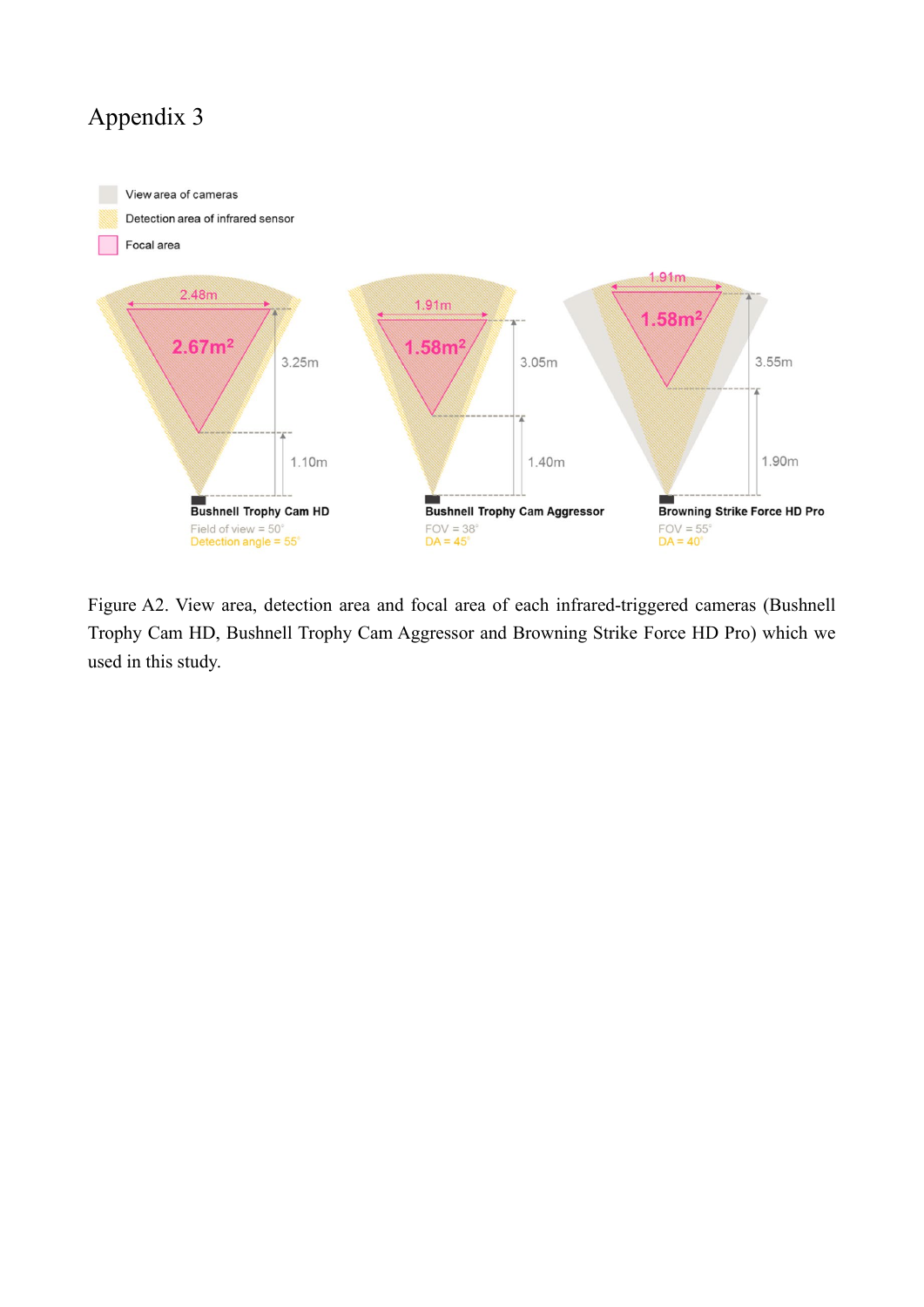# Appendix 3

Figure A2. View area, detection area and focal area of each infrared-triggered cameras (Bushnell Trophy Cam HD, Bushnell Trophy Cam Aggressor and Browning Strike Force HD Pro) which we used in this study.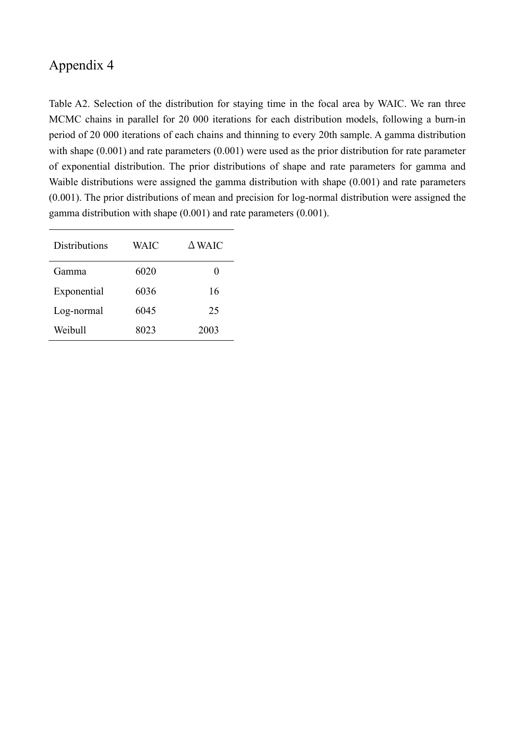# Appendix 4

Table A2. Selection of the distribution for staying time in the focal area by WAIC. We ran three MCMC chains in parallel for 20 000 iterations for each distribution models, following a burn-in period of 20 000 iterations of each chains and thinning to every 20th sample. A gamma distribution with shape (0.001) and rate parameters (0.001) were used as the prior distribution for rate parameter of exponential distribution. The prior distributions of shape and rate parameters for gamma and Waible distributions were assigned the gamma distribution with shape (0.001) and rate parameters (0.001). The prior distributions of mean and precision for log-normal distribution were assigned the gamma distribution with shape (0.001) and rate parameters (0.001).

| Distributions | WAIC | Δ WAIC |
|---|---|---|
| Gamma | 6020 | 0 |
| Exponential | 6036 | 16 |
| Log-normal | 6045 | 25 |
| Weibull | 8023 | 2003 |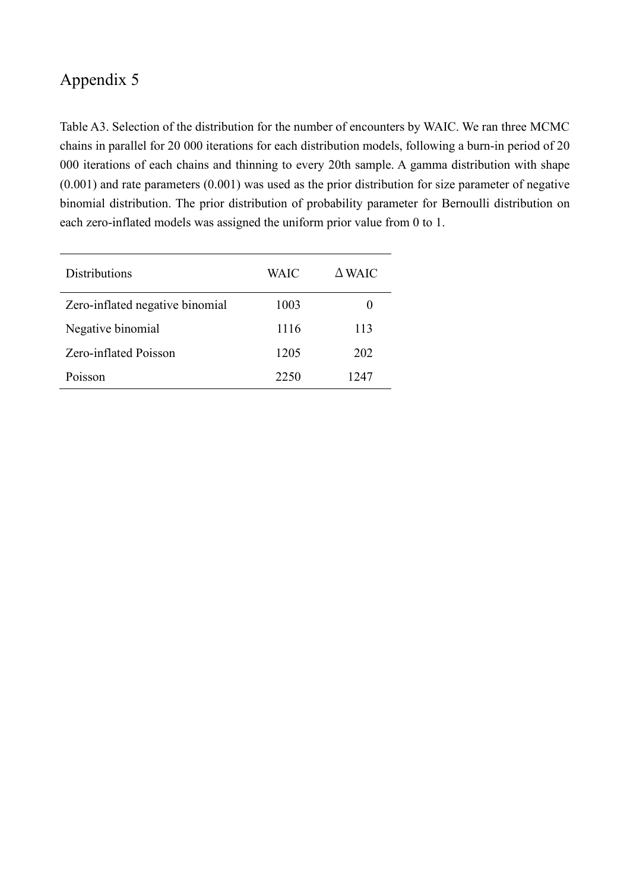# Appendix 5

Table A3. Selection of the distribution for the number of encounters by WAIC. We ran three MCMC chains in parallel for 20 000 iterations for each distribution models, following a burn-in period of 20 000 iterations of each chains and thinning to every 20th sample. A gamma distribution with shape (0.001) and rate parameters (0.001) was used as the prior distribution for size parameter of negative binomial distribution. The prior distribution of probability parameter for Bernoulli distribution on each zero-inflated models was assigned the uniform prior value from 0 to 1.

| Distributions | WAIC | $\Delta$ WAIC |
|---|---|---|
| Zero-inflated negative binomial | 1003 | 0 |
| Negative binomial | 1116 | 113 |
| Zero-inflated Poisson | 1205 | 202 |
| Poisson | 2250 | 1247 |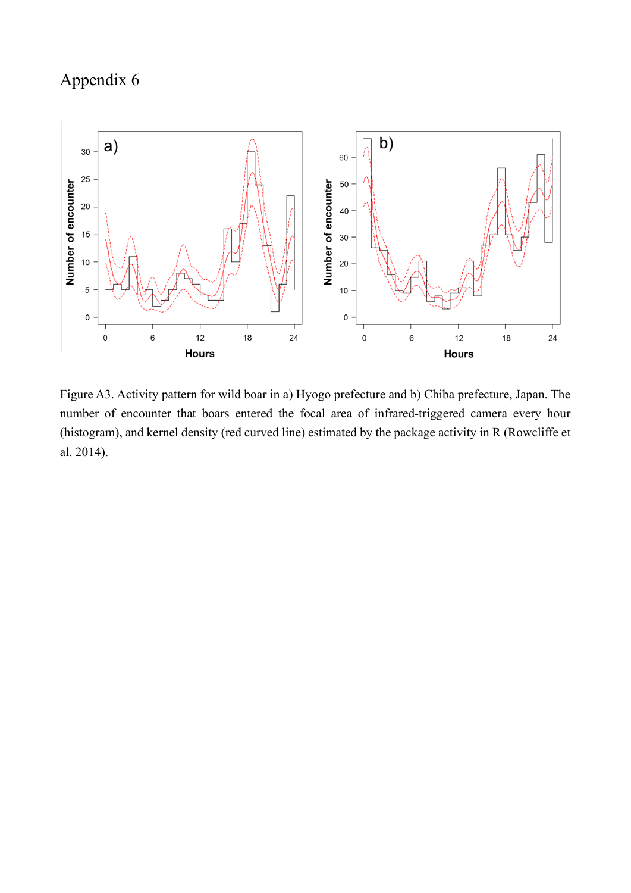# Appendix 6

Figure A3. Activity pattern for wild boar in a) Hyogo prefecture and b) Chiba prefecture, Japan. The number of encounter that boars entered the focal area of infrared-triggered camera every hour (histogram), and kernel density (red curved line) estimated by the package activity in R (Rowcliffe et al. 2014).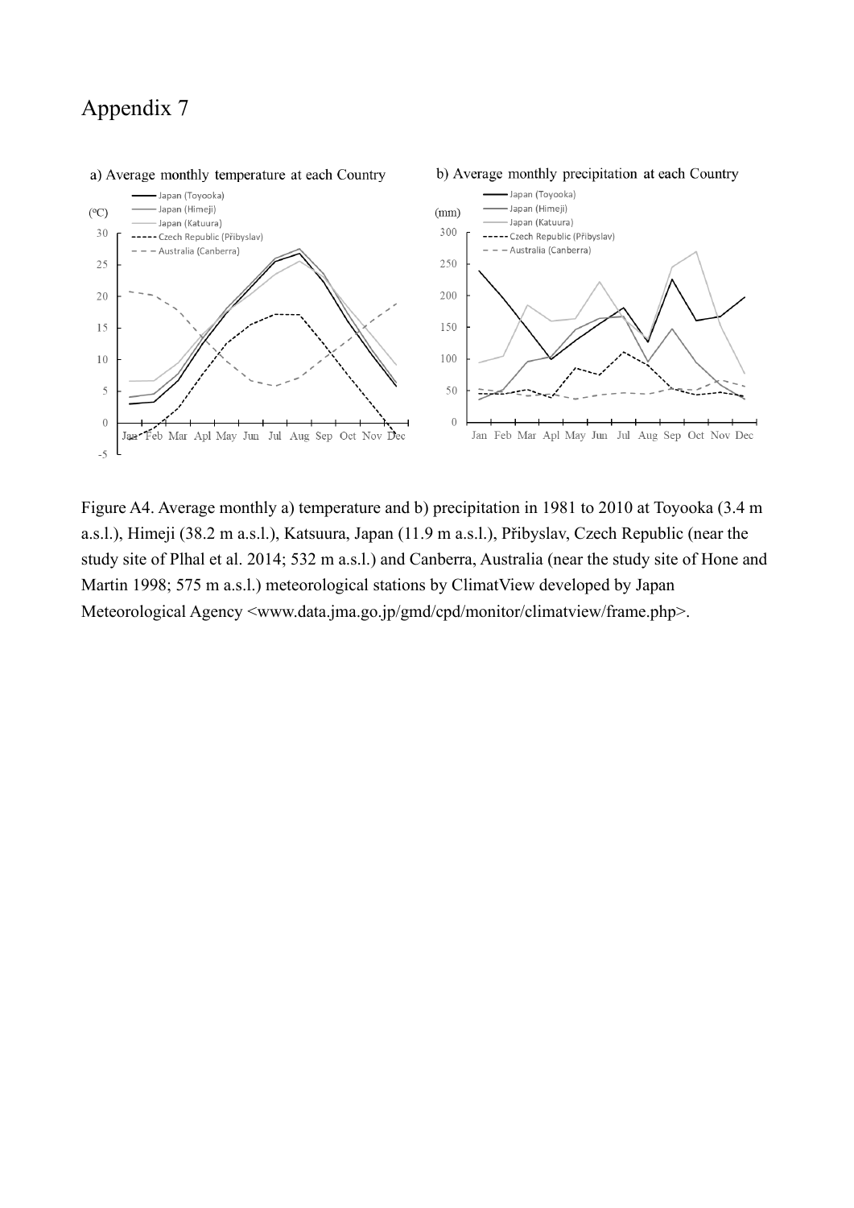# Appendix 7

a) Average monthly temperature at each Country

Japan (Toyooka)
Japan (Himeji)
Japan (Katuura)
Czech Republic (Přibyslav)
Australia (Canberra)

(°C)

30
25
20
15
10
5
0
-5

Jan Feb Mar Apl May Jun Jul Aug Sep Oct Nov Dec

b) Average monthly precipitation at each Country

Japan (Toyooka)
Japan (Himeji)
Japan (Katuura)
Czech Republic (Přibyslav)
Australia (Canberra)

(mm)

300
250
200
150
100
50
0

Jan Feb Mar Apl May Jun Jul Aug Sep Oct Nov Dec

Figure A4. Average monthly a) temperature and b) precipitation in 1981 to 2010 at Toyooka (3.4 m a.s.l.), Himeji (38.2 m a.s.l.), Katsuura, Japan (11.9 m a.s.l.), Přibyslav, Czech Republic (near the study site of Plhal et al. 2014; 532 m a.s.l.) and Canberra, Australia (near the study site of Hone and Martin 1998; 575 m a.s.l.) meteorological stations by ClimatView developed by Japan Meteorological Agency <www.data.jma.go.jp/gmd/cpd/monitor/climatview/frame.php>.